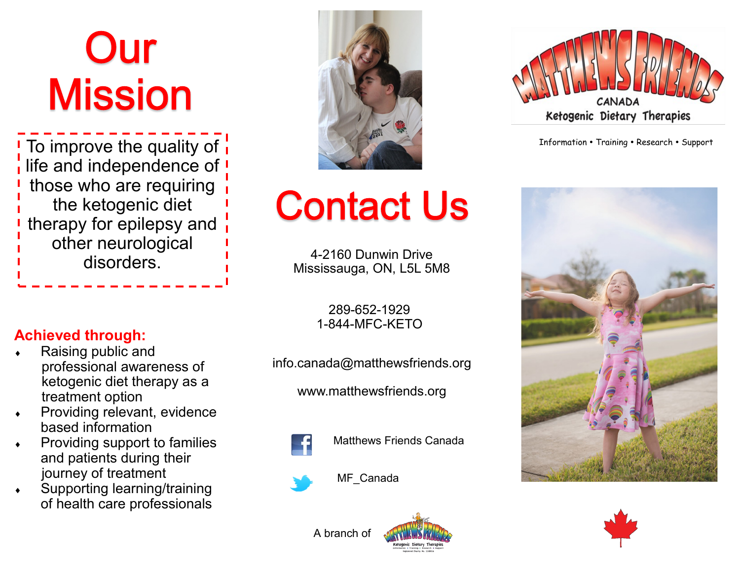# Our Mission

To improve the quality of life and independence of those who are requiring the ketogenic diet therapy for epilepsy and other neurological disorders.

**Achieved through:**

- Raising public and professional awareness of ketogenic diet therapy as a treatment option
- Providing relevant, evidence based information
- Providing support to families and patients during their journey of treatment
- Supporting learning/training of health care professionals

# Contact Us

4-2160 Dunwin Drive
Mississauga, ON, L5L 5M8

289-652-1929
1-844-MFC-KETO

info.canada@matthewsfriends.org

www.matthewsfriends.org

Matthews Friends Canada

MF_Canada

A branch of Matthews Friends Ketogenic Dietary Therapies

MATTHEWS FRIENDS CANADA
Ketogenic Dietary Therapies

Information • Training • Research • Support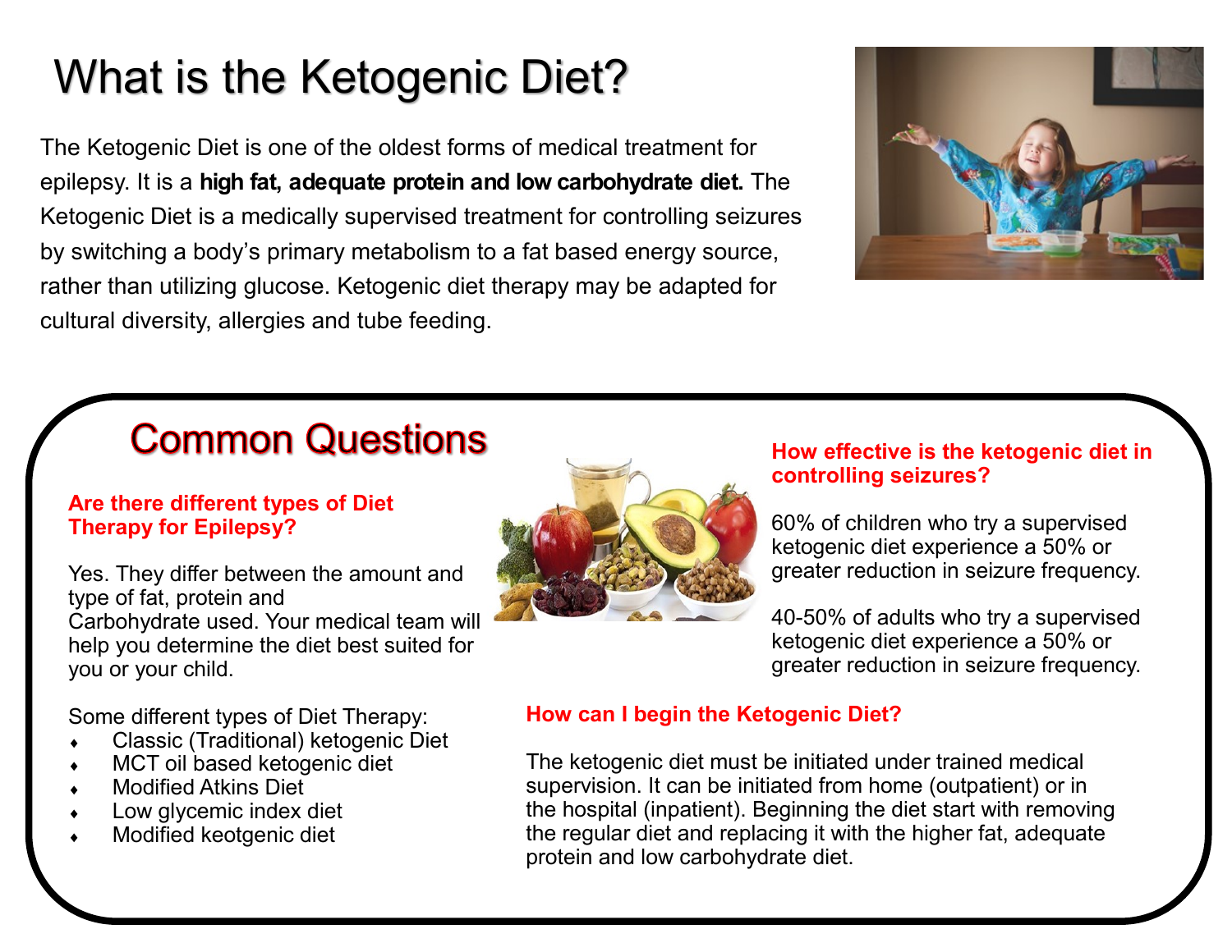# What is the Ketogenic Diet?

The Ketogenic Diet is one of the oldest forms of medical treatment for epilepsy. It is a **high fat, adequate protein and low carbohydrate diet.** The Ketogenic Diet is a medically supervised treatment for controlling seizures by switching a body's primary metabolism to a fat based energy source, rather than utilizing glucose. Ketogenic diet therapy may be adapted for cultural diversity, allergies and tube feeding.

## Common Questions

### Are there different types of Diet Therapy for Epilepsy?

Yes. They differ between the amount and type of fat, protein and Carbohydrate used. Your medical team will help you determine the diet best suited for you or your child.

Some different types of Diet Therapy:

- Classic (Traditional) ketogenic Diet
- MCT oil based ketogenic diet
- Modified Atkins Diet
- Low glycemic index diet
- Modified keotgenic diet

### How effective is the ketogenic diet in controlling seizures?

60% of children who try a supervised ketogenic diet experience a 50% or greater reduction in seizure frequency.

40-50% of adults who try a supervised ketogenic diet experience a 50% or greater reduction in seizure frequency.

### How can I begin the Ketogenic Diet?

The ketogenic diet must be initiated under trained medical supervision. It can be initiated from home (outpatient) or in the hospital (inpatient). Beginning the diet start with removing the regular diet and replacing it with the higher fat, adequate protein and low carbohydrate diet.